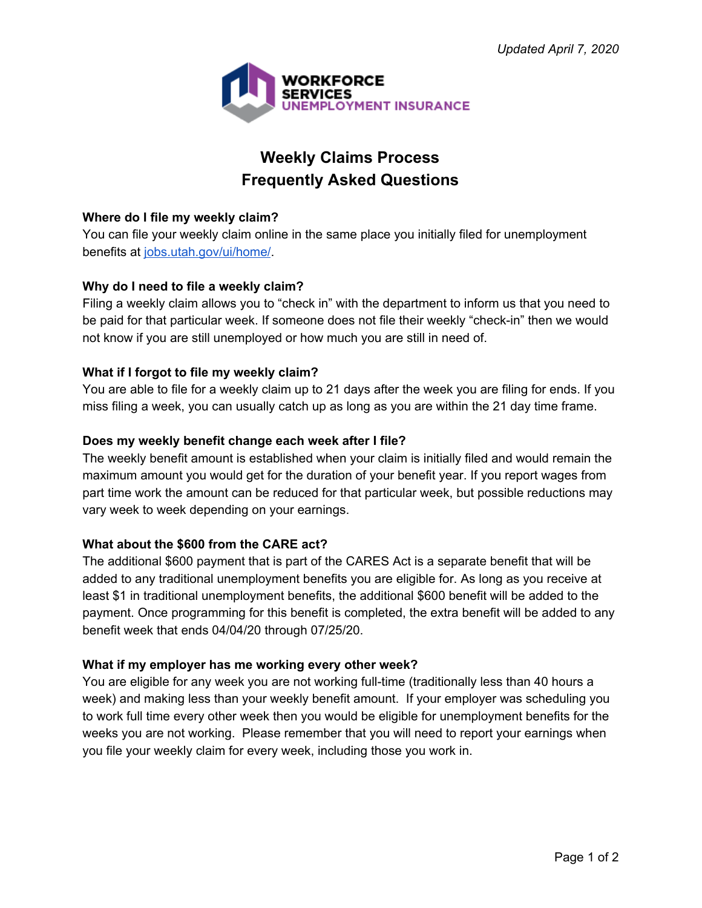*Updated April 7, 2020*

WORKFORCE SERVICES
UNEMPLOYMENT INSURANCE

# Weekly Claims Process
# Frequently Asked Questions

**Where do I file my weekly claim?**
You can file your weekly claim online in the same place you initially filed for unemployment benefits at [jobs.utah.gov/ui/home/](jobs.utah.gov/ui/home/).

**Why do I need to file a weekly claim?**
Filing a weekly claim allows you to "check in" with the department to inform us that you need to be paid for that particular week. If someone does not file their weekly "check-in" then we would not know if you are still unemployed or how much you are still in need of.

**What if I forgot to file my weekly claim?**
You are able to file for a weekly claim up to 21 days after the week you are filing for ends. If you miss filing a week, you can usually catch up as long as you are within the 21 day time frame.

**Does my weekly benefit change each week after I file?**
The weekly benefit amount is established when your claim is initially filed and would remain the maximum amount you would get for the duration of your benefit year. If you report wages from part time work the amount can be reduced for that particular week, but possible reductions may vary week to week depending on your earnings.

**What about the $600 from the CARE act?**
The additional $600 payment that is part of the CARES Act is a separate benefit that will be added to any traditional unemployment benefits you are eligible for. As long as you receive at least $1 in traditional unemployment benefits, the additional $600 benefit will be added to the payment. Once programming for this benefit is completed, the extra benefit will be added to any benefit week that ends 04/04/20 through 07/25/20.

**What if my employer has me working every other week?**
You are eligible for any week you are not working full-time (traditionally less than 40 hours a week) and making less than your weekly benefit amount. If your employer was scheduling you to work full time every other week then you would be eligible for unemployment benefits for the weeks you are not working. Please remember that you will need to report your earnings when you file your weekly claim for every week, including those you work in.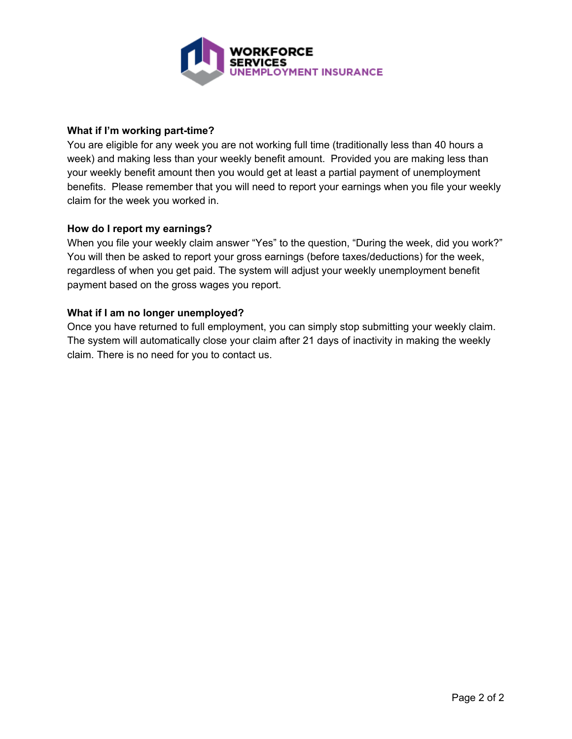### What if I'm working part-time?

You are eligible for any week you are not working full time (traditionally less than 40 hours a week) and making less than your weekly benefit amount.  Provided you are making less than your weekly benefit amount then you would get at least a partial payment of unemployment benefits.  Please remember that you will need to report your earnings when you file your weekly claim for the week you worked in.

### How do I report my earnings?

When you file your weekly claim answer "Yes" to the question, "During the week, did you work?" You will then be asked to report your gross earnings (before taxes/deductions) for the week, regardless of when you get paid. The system will adjust your weekly unemployment benefit payment based on the gross wages you report.

### What if I am no longer unemployed?

Once you have returned to full employment, you can simply stop submitting your weekly claim. The system will automatically close your claim after 21 days of inactivity in making the weekly claim. There is no need for you to contact us.